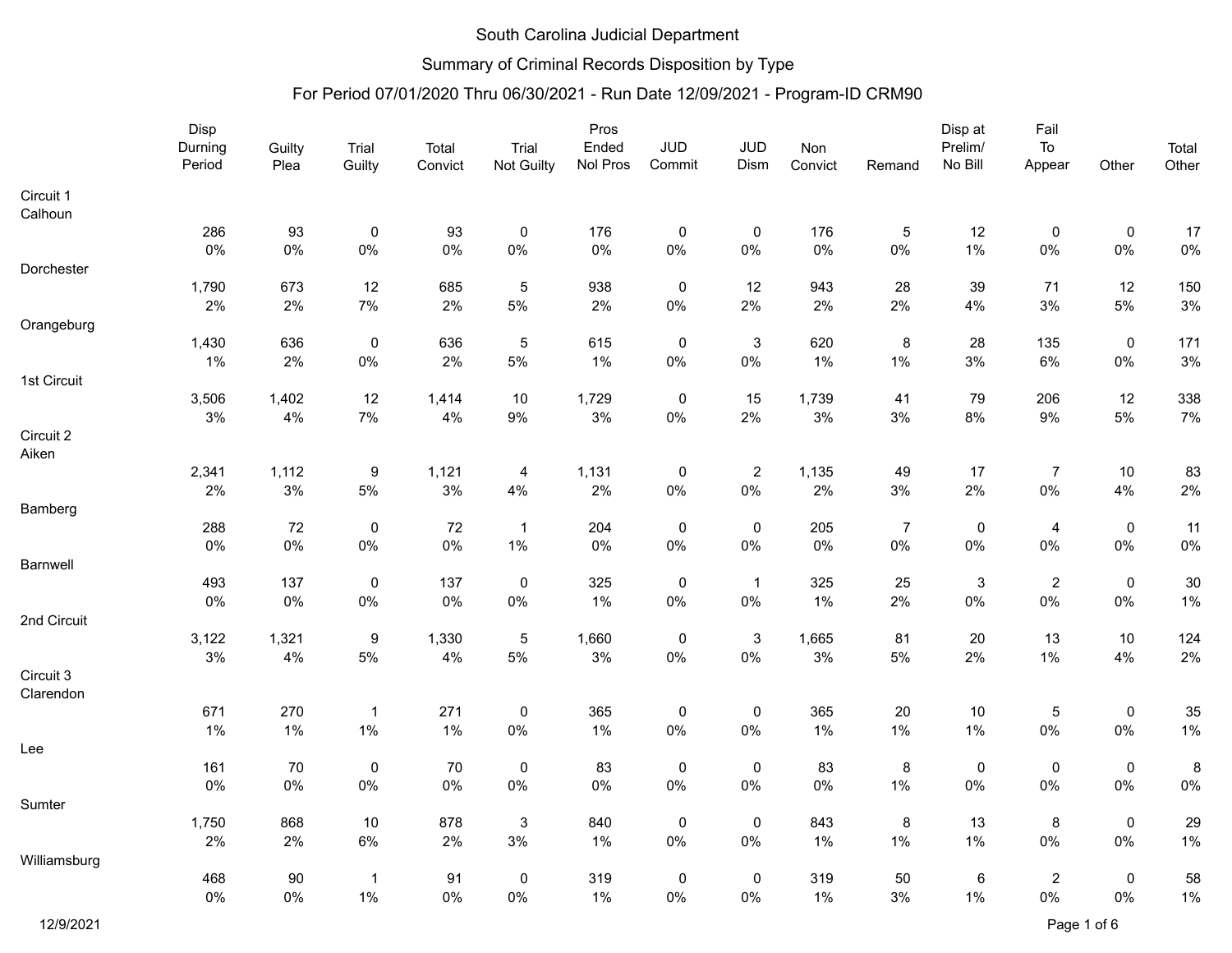South Carolina Judicial Department

Summary of Criminal Records Disposition by Type

For Period 07/01/2020 Thru 06/30/2021 - Run Date 12/09/2021 - Program-ID CRM90

| | Disp Durning Period | Guilty Plea | Trial Guilty | Total Convict | Trial Not Guilty | Pros Ended Nol Pros | JUD Commit | JUD Dism | Non Convict | Remand | Disp at Prelim/ No Bill | Fail To Appear | Other | Total Other |
|---|---|---|---|---|---|---|---|---|---|---|---|---|---|---|
| **Circuit 1** | | | | | | | | | | | | | | |
| Calhoun | 286 | 93 | 0 | 93 | 0 | 176 | 0 | 0 | 176 | 5 | 12 | 0 | 0 | 17 |
| | 0% | 0% | 0% | 0% | 0% | 0% | 0% | 0% | 0% | 0% | 1% | 0% | 0% | 0% |
| Dorchester | 1,790 | 673 | 12 | 685 | 5 | 938 | 0 | 12 | 943 | 28 | 39 | 71 | 12 | 150 |
| | 2% | 2% | 7% | 2% | 5% | 2% | 0% | 2% | 2% | 2% | 4% | 3% | 5% | 3% |
| Orangeburg | 1,430 | 636 | 0 | 636 | 5 | 615 | 0 | 3 | 620 | 8 | 28 | 135 | 0 | 171 |
| | 1% | 2% | 0% | 2% | 5% | 1% | 0% | 0% | 1% | 1% | 3% | 6% | 0% | 3% |
| 1st Circuit | 3,506 | 1,402 | 12 | 1,414 | 10 | 1,729 | 0 | 15 | 1,739 | 41 | 79 | 206 | 12 | 338 |
| | 3% | 4% | 7% | 4% | 9% | 3% | 0% | 2% | 3% | 3% | 8% | 9% | 5% | 7% |
| **Circuit 2** | | | | | | | | | | | | | | |
| Aiken | 2,341 | 1,112 | 9 | 1,121 | 4 | 1,131 | 0 | 2 | 1,135 | 49 | 17 | 7 | 10 | 83 |
| | 2% | 3% | 5% | 3% | 4% | 2% | 0% | 0% | 2% | 3% | 2% | 0% | 4% | 2% |
| Bamberg | 288 | 72 | 0 | 72 | 1 | 204 | 0 | 0 | 205 | 7 | 0 | 4 | 0 | 11 |
| | 0% | 0% | 0% | 0% | 1% | 0% | 0% | 0% | 0% | 0% | 0% | 0% | 0% | 0% |
| Barnwell | 493 | 137 | 0 | 137 | 0 | 325 | 0 | 1 | 325 | 25 | 3 | 2 | 0 | 30 |
| | 0% | 0% | 0% | 0% | 0% | 1% | 0% | 0% | 1% | 2% | 0% | 0% | 0% | 1% |
| 2nd Circuit | 3,122 | 1,321 | 9 | 1,330 | 5 | 1,660 | 0 | 3 | 1,665 | 81 | 20 | 13 | 10 | 124 |
| | 3% | 4% | 5% | 4% | 5% | 3% | 0% | 0% | 3% | 5% | 2% | 1% | 4% | 2% |
| **Circuit 3** | | | | | | | | | | | | | | |
| Clarendon | 671 | 270 | 1 | 271 | 0 | 365 | 0 | 0 | 365 | 20 | 10 | 5 | 0 | 35 |
| | 1% | 1% | 1% | 1% | 0% | 1% | 0% | 0% | 1% | 1% | 1% | 0% | 0% | 1% |
| Lee | 161 | 70 | 0 | 70 | 0 | 83 | 0 | 0 | 83 | 8 | 0 | 0 | 0 | 8 |
| | 0% | 0% | 0% | 0% | 0% | 0% | 0% | 0% | 0% | 1% | 0% | 0% | 0% | 0% |
| Sumter | 1,750 | 868 | 10 | 878 | 3 | 840 | 0 | 0 | 843 | 8 | 13 | 8 | 0 | 29 |
| | 2% | 2% | 6% | 2% | 3% | 1% | 0% | 0% | 1% | 1% | 1% | 0% | 0% | 1% |
| Williamsburg | 468 | 90 | 1 | 91 | 0 | 319 | 0 | 0 | 319 | 50 | 6 | 2 | 0 | 58 |
| | 0% | 0% | 1% | 0% | 0% | 1% | 0% | 0% | 1% | 3% | 1% | 0% | 0% | 1% |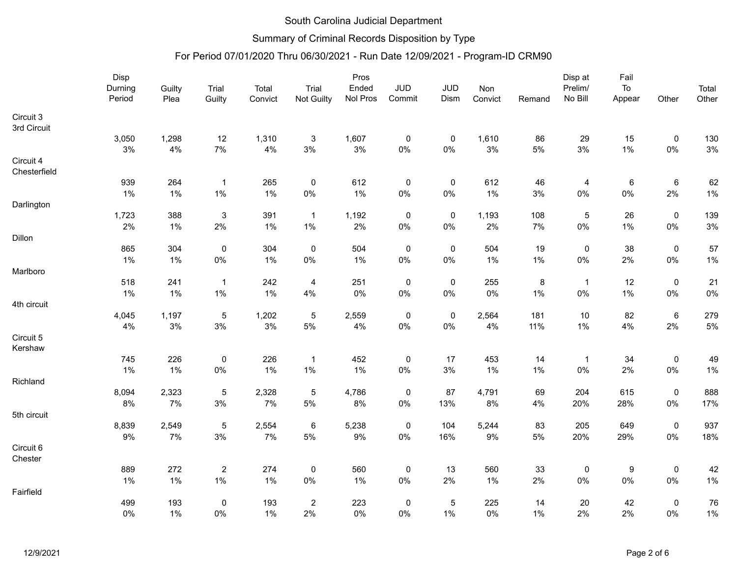South Carolina Judicial Department

Summary of Criminal Records Disposition by Type

For Period 07/01/2020 Thru 06/30/2021 - Run Date 12/09/2021 - Program-ID CRM90

| | Disp Durning Period | Guilty Plea | Trial Guilty | Total Convict | Trial Not Guilty | Pros Ended Nol Pros | JUD Commit | JUD Dism | Non Convict | Remand | Disp at Prelim/ No Bill | Fail To Appear | Other | Total Other |
|---|---|---|---|---|---|---|---|---|---|---|---|---|---|---|
| Circuit 3 | | | | | | | | | | | | | | |
| 3rd Circuit | | | | | | | | | | | | | | |
| | 3,050 | 1,298 | 12 | 1,310 | 3 | 1,607 | 0 | 0 | 1,610 | 86 | 29 | 15 | 0 | 130 |
| | 3% | 4% | 7% | 4% | 3% | 3% | 0% | 0% | 3% | 5% | 3% | 1% | 0% | 3% |
| Circuit 4 | | | | | | | | | | | | | | |
| Chesterfield | | | | | | | | | | | | | | |
| | 939 | 264 | 1 | 265 | 0 | 612 | 0 | 0 | 612 | 46 | 4 | 6 | 6 | 62 |
| | 1% | 1% | 1% | 1% | 0% | 1% | 0% | 0% | 1% | 3% | 0% | 0% | 2% | 1% |
| Darlington | | | | | | | | | | | | | | |
| | 1,723 | 388 | 3 | 391 | 1 | 1,192 | 0 | 0 | 1,193 | 108 | 5 | 26 | 0 | 139 |
| | 2% | 1% | 2% | 1% | 1% | 2% | 0% | 0% | 2% | 7% | 0% | 1% | 0% | 3% |
| Dillon | | | | | | | | | | | | | | |
| | 865 | 304 | 0 | 304 | 0 | 504 | 0 | 0 | 504 | 19 | 0 | 38 | 0 | 57 |
| | 1% | 1% | 0% | 1% | 0% | 1% | 0% | 0% | 1% | 1% | 0% | 2% | 0% | 1% |
| Marlboro | | | | | | | | | | | | | | |
| | 518 | 241 | 1 | 242 | 4 | 251 | 0 | 0 | 255 | 8 | 1 | 12 | 0 | 21 |
| | 1% | 1% | 1% | 1% | 4% | 0% | 0% | 0% | 0% | 1% | 0% | 1% | 0% | 0% |
| 4th circuit | | | | | | | | | | | | | | |
| | 4,045 | 1,197 | 5 | 1,202 | 5 | 2,559 | 0 | 0 | 2,564 | 181 | 10 | 82 | 6 | 279 |
| | 4% | 3% | 3% | 3% | 5% | 4% | 0% | 0% | 4% | 11% | 1% | 4% | 2% | 5% |
| Circuit 5 | | | | | | | | | | | | | | |
| Kershaw | | | | | | | | | | | | | | |
| | 745 | 226 | 0 | 226 | 1 | 452 | 0 | 17 | 453 | 14 | 1 | 34 | 0 | 49 |
| | 1% | 1% | 0% | 1% | 1% | 1% | 0% | 3% | 1% | 1% | 0% | 2% | 0% | 1% |
| Richland | | | | | | | | | | | | | | |
| | 8,094 | 2,323 | 5 | 2,328 | 5 | 4,786 | 0 | 87 | 4,791 | 69 | 204 | 615 | 0 | 888 |
| | 8% | 7% | 3% | 7% | 5% | 8% | 0% | 13% | 8% | 4% | 20% | 28% | 0% | 17% |
| 5th circuit | | | | | | | | | | | | | | |
| | 8,839 | 2,549 | 5 | 2,554 | 6 | 5,238 | 0 | 104 | 5,244 | 83 | 205 | 649 | 0 | 937 |
| | 9% | 7% | 3% | 7% | 5% | 9% | 0% | 16% | 9% | 5% | 20% | 29% | 0% | 18% |
| Circuit 6 | | | | | | | | | | | | | | |
| Chester | | | | | | | | | | | | | | |
| | 889 | 272 | 2 | 274 | 0 | 560 | 0 | 13 | 560 | 33 | 0 | 9 | 0 | 42 |
| | 1% | 1% | 1% | 1% | 0% | 1% | 0% | 2% | 1% | 2% | 0% | 0% | 0% | 1% |
| Fairfield | | | | | | | | | | | | | | |
| | 499 | 193 | 0 | 193 | 2 | 223 | 0 | 5 | 225 | 14 | 20 | 42 | 0 | 76 |
| | 0% | 1% | 0% | 1% | 2% | 0% | 0% | 1% | 0% | 1% | 2% | 2% | 0% | 1% |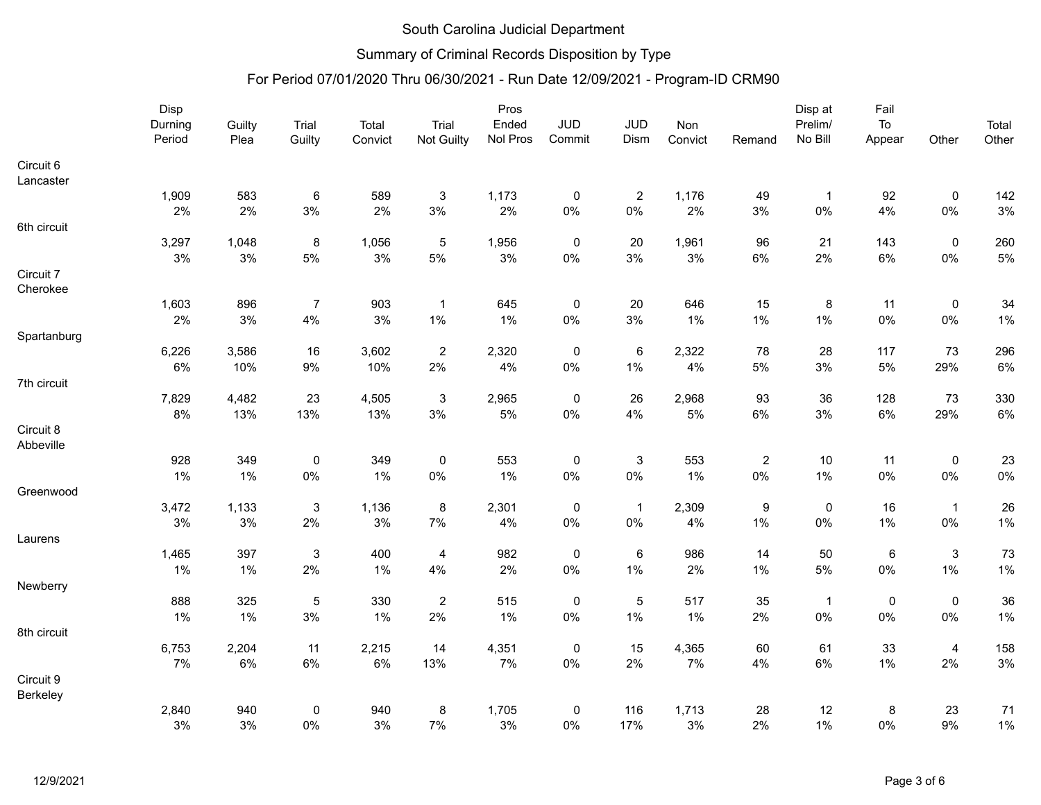South Carolina Judicial Department

Summary of Criminal Records Disposition by Type

For Period 07/01/2020 Thru 06/30/2021 - Run Date 12/09/2021 - Program-ID CRM90

| | Disp Durning Period | Guilty Plea | Trial Guilty | Total Convict | Trial Not Guilty | Pros Ended Nol Pros | JUD Commit | JUD Dism | Non Convict | Remand | Disp at Prelim/ No Bill | Fail To Appear | Other | Total Other |
|---|---|---|---|---|---|---|---|---|---|---|---|---|---|---|
| Circuit 6 Lancaster | | | | | | | | | | | | | | |
| | 1,909 | 583 | 6 | 589 | 3 | 1,173 | 0 | 2 | 1,176 | 49 | 1 | 92 | 0 | 142 |
| | 2% | 2% | 3% | 2% | 3% | 2% | 0% | 0% | 2% | 3% | 0% | 4% | 0% | 3% |
| 6th circuit | | | | | | | | | | | | | | |
| | 3,297 | 1,048 | 8 | 1,056 | 5 | 1,956 | 0 | 20 | 1,961 | 96 | 21 | 143 | 0 | 260 |
| | 3% | 3% | 5% | 3% | 5% | 3% | 0% | 3% | 3% | 6% | 2% | 6% | 0% | 5% |
| Circuit 7 Cherokee | | | | | | | | | | | | | | |
| | 1,603 | 896 | 7 | 903 | 1 | 645 | 0 | 20 | 646 | 15 | 8 | 11 | 0 | 34 |
| | 2% | 3% | 4% | 3% | 1% | 1% | 0% | 3% | 1% | 1% | 1% | 0% | 0% | 1% |
| Spartanburg | | | | | | | | | | | | | | |
| | 6,226 | 3,586 | 16 | 3,602 | 2 | 2,320 | 0 | 6 | 2,322 | 78 | 28 | 117 | 73 | 296 |
| | 6% | 10% | 9% | 10% | 2% | 4% | 0% | 1% | 4% | 5% | 3% | 5% | 29% | 6% |
| 7th circuit | | | | | | | | | | | | | | |
| | 7,829 | 4,482 | 23 | 4,505 | 3 | 2,965 | 0 | 26 | 2,968 | 93 | 36 | 128 | 73 | 330 |
| | 8% | 13% | 13% | 13% | 3% | 5% | 0% | 4% | 5% | 6% | 3% | 6% | 29% | 6% |
| Circuit 8 Abbeville | | | | | | | | | | | | | | |
| | 928 | 349 | 0 | 349 | 0 | 553 | 0 | 3 | 553 | 2 | 10 | 11 | 0 | 23 |
| | 1% | 1% | 0% | 1% | 0% | 1% | 0% | 0% | 1% | 0% | 1% | 0% | 0% | 0% |
| Greenwood | | | | | | | | | | | | | | |
| | 3,472 | 1,133 | 3 | 1,136 | 8 | 2,301 | 0 | 1 | 2,309 | 9 | 0 | 16 | 1 | 26 |
| | 3% | 3% | 2% | 3% | 7% | 4% | 0% | 0% | 4% | 1% | 0% | 1% | 0% | 1% |
| Laurens | | | | | | | | | | | | | | |
| | 1,465 | 397 | 3 | 400 | 4 | 982 | 0 | 6 | 986 | 14 | 50 | 6 | 3 | 73 |
| | 1% | 1% | 2% | 1% | 4% | 2% | 0% | 1% | 2% | 1% | 5% | 0% | 1% | 1% |
| Newberry | | | | | | | | | | | | | | |
| | 888 | 325 | 5 | 330 | 2 | 515 | 0 | 5 | 517 | 35 | 1 | 0 | 0 | 36 |
| | 1% | 1% | 3% | 1% | 2% | 1% | 0% | 1% | 1% | 2% | 0% | 0% | 0% | 1% |
| 8th circuit | | | | | | | | | | | | | | |
| | 6,753 | 2,204 | 11 | 2,215 | 14 | 4,351 | 0 | 15 | 4,365 | 60 | 61 | 33 | 4 | 158 |
| | 7% | 6% | 6% | 6% | 13% | 7% | 0% | 2% | 7% | 4% | 6% | 1% | 2% | 3% |
| Circuit 9 Berkeley | | | | | | | | | | | | | | |
| | 2,840 | 940 | 0 | 940 | 8 | 1,705 | 0 | 116 | 1,713 | 28 | 12 | 8 | 23 | 71 |
| | 3% | 3% | 0% | 3% | 7% | 3% | 0% | 17% | 3% | 2% | 1% | 0% | 9% | 1% |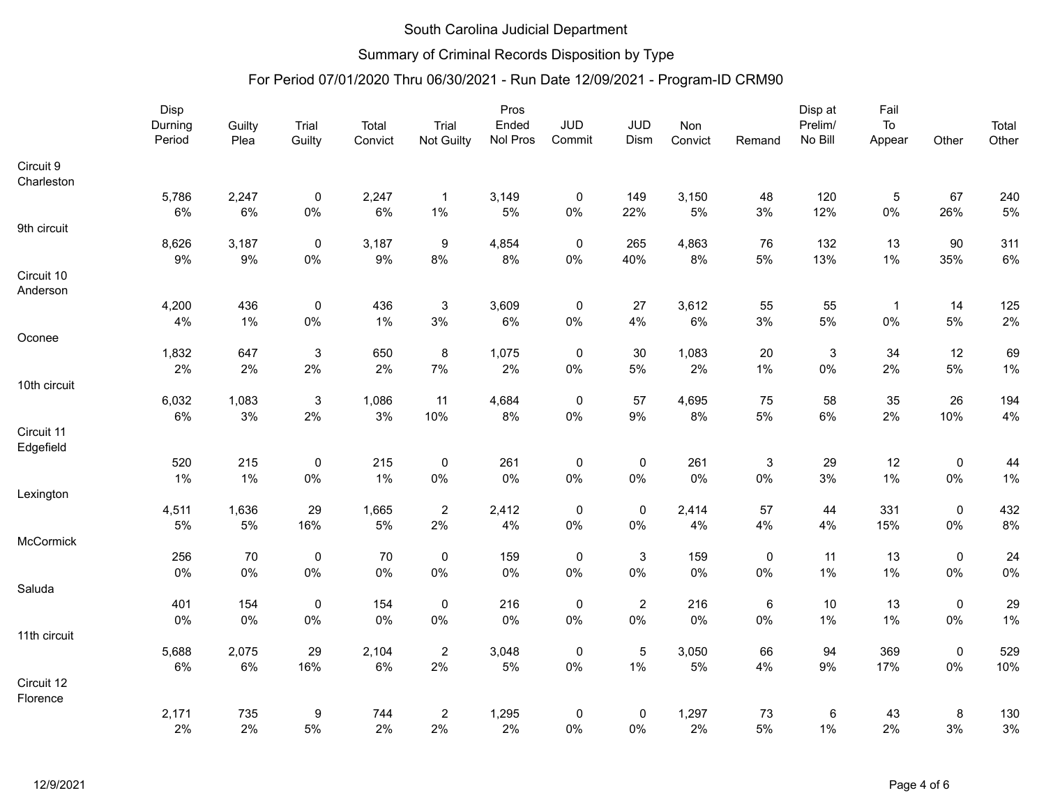South Carolina Judicial Department

Summary of Criminal Records Disposition by Type

For Period 07/01/2020 Thru 06/30/2021 - Run Date 12/09/2021 - Program-ID CRM90

| | Disp Durning Period | Guilty Plea | Trial Guilty | Total Convict | Trial Not Guilty | Pros Ended Nol Pros | JUD Commit | JUD Dism | Non Convict | Remand | Disp at Prelim/ No Bill | Fail To Appear | Other | Total Other |
|---|---|---|---|---|---|---|---|---|---|---|---|---|---|---|
| Circuit 9 Charleston | | | | | | | | | | | | | | |
| | 5,786 | 2,247 | 0 | 2,247 | 1 | 3,149 | 0 | 149 | 3,150 | 48 | 120 | 5 | 67 | 240 |
| | 6% | 6% | 0% | 6% | 1% | 5% | 0% | 22% | 5% | 3% | 12% | 0% | 26% | 5% |
| 9th circuit | | | | | | | | | | | | | | |
| | 8,626 | 3,187 | 0 | 3,187 | 9 | 4,854 | 0 | 265 | 4,863 | 76 | 132 | 13 | 90 | 311 |
| | 9% | 9% | 0% | 9% | 8% | 8% | 0% | 40% | 8% | 5% | 13% | 1% | 35% | 6% |
| Circuit 10 Anderson | | | | | | | | | | | | | | |
| | 4,200 | 436 | 0 | 436 | 3 | 3,609 | 0 | 27 | 3,612 | 55 | 55 | 1 | 14 | 125 |
| | 4% | 1% | 0% | 1% | 3% | 6% | 0% | 4% | 6% | 3% | 5% | 0% | 5% | 2% |
| Oconee | | | | | | | | | | | | | | |
| | 1,832 | 647 | 3 | 650 | 8 | 1,075 | 0 | 30 | 1,083 | 20 | 3 | 34 | 12 | 69 |
| | 2% | 2% | 2% | 2% | 7% | 2% | 0% | 5% | 2% | 1% | 0% | 2% | 5% | 1% |
| 10th circuit | | | | | | | | | | | | | | |
| | 6,032 | 1,083 | 3 | 1,086 | 11 | 4,684 | 0 | 57 | 4,695 | 75 | 58 | 35 | 26 | 194 |
| | 6% | 3% | 2% | 3% | 10% | 8% | 0% | 9% | 8% | 5% | 6% | 2% | 10% | 4% |
| Circuit 11 Edgefield | | | | | | | | | | | | | | |
| | 520 | 215 | 0 | 215 | 0 | 261 | 0 | 0 | 261 | 3 | 29 | 12 | 0 | 44 |
| | 1% | 1% | 0% | 1% | 0% | 0% | 0% | 0% | 0% | 0% | 3% | 1% | 0% | 1% |
| Lexington | | | | | | | | | | | | | | |
| | 4,511 | 1,636 | 29 | 1,665 | 2 | 2,412 | 0 | 0 | 2,414 | 57 | 44 | 331 | 0 | 432 |
| | 5% | 5% | 16% | 5% | 2% | 4% | 0% | 0% | 4% | 4% | 4% | 15% | 0% | 8% |
| McCormick | | | | | | | | | | | | | | |
| | 256 | 70 | 0 | 70 | 0 | 159 | 0 | 3 | 159 | 0 | 11 | 13 | 0 | 24 |
| | 0% | 0% | 0% | 0% | 0% | 0% | 0% | 0% | 0% | 0% | 1% | 1% | 0% | 0% |
| Saluda | | | | | | | | | | | | | | |
| | 401 | 154 | 0 | 154 | 0 | 216 | 0 | 2 | 216 | 6 | 10 | 13 | 0 | 29 |
| | 0% | 0% | 0% | 0% | 0% | 0% | 0% | 0% | 0% | 0% | 1% | 1% | 0% | 1% |
| 11th circuit | | | | | | | | | | | | | | |
| | 5,688 | 2,075 | 29 | 2,104 | 2 | 3,048 | 0 | 5 | 3,050 | 66 | 94 | 369 | 0 | 529 |
| | 6% | 6% | 16% | 6% | 2% | 5% | 0% | 1% | 5% | 4% | 9% | 17% | 0% | 10% |
| Circuit 12 Florence | | | | | | | | | | | | | | |
| | 2,171 | 735 | 9 | 744 | 2 | 1,295 | 0 | 0 | 1,297 | 73 | 6 | 43 | 8 | 130 |
| | 2% | 2% | 5% | 2% | 2% | 2% | 0% | 0% | 2% | 5% | 1% | 2% | 3% | 3% |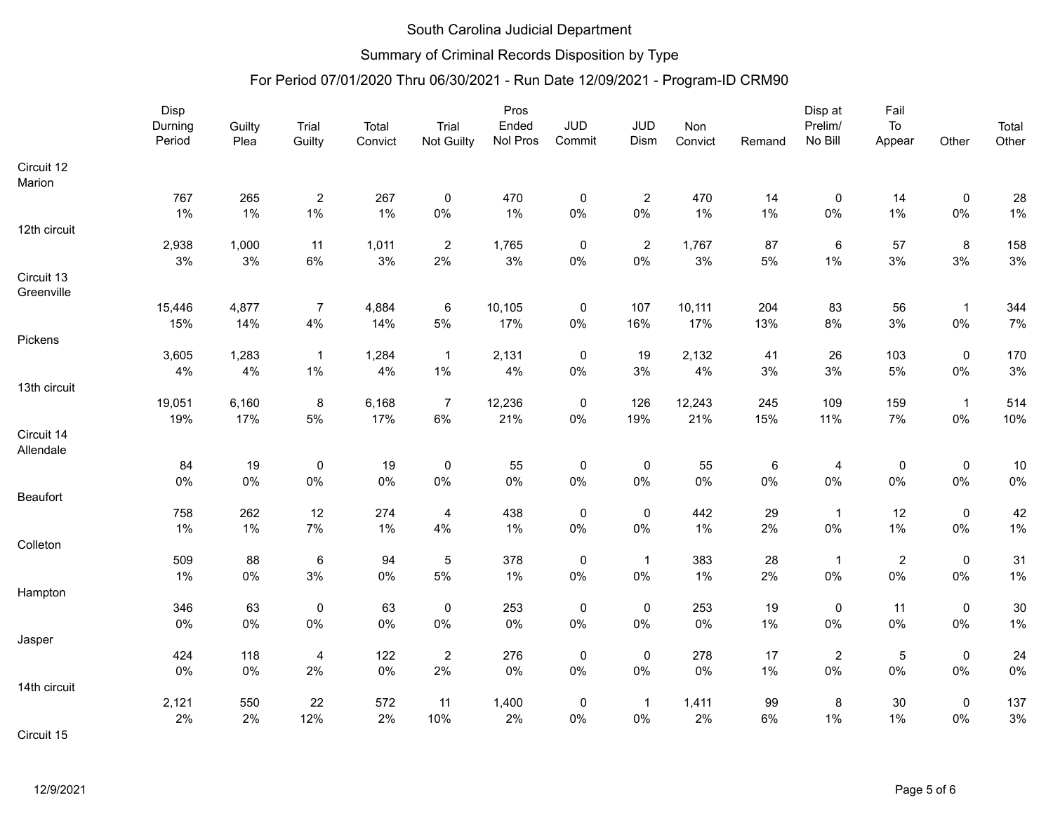South Carolina Judicial Department

Summary of Criminal Records Disposition by Type

For Period 07/01/2020 Thru 06/30/2021 - Run Date 12/09/2021 - Program-ID CRM90

| | Disp Durning Period | Guilty Plea | Trial Guilty | Total Convict | Trial Not Guilty | Pros Ended Nol Pros | JUD Commit | JUD Dism | Non Convict | Remand | Disp at Prelim/ No Bill | Fail To Appear | Other | Total Other |
|---|---|---|---|---|---|---|---|---|---|---|---|---|---|---|
| Circuit 12 | | | | | | | | | | | | | | |
| Marion | | | | | | | | | | | | | | |
| | 767 | 265 | 2 | 267 | 0 | 470 | 0 | 2 | 470 | 14 | 0 | 14 | 0 | 28 |
| | 1% | 1% | 1% | 1% | 0% | 1% | 0% | 0% | 1% | 1% | 0% | 1% | 0% | 1% |
| 12th circuit | | | | | | | | | | | | | | |
| | 2,938 | 1,000 | 11 | 1,011 | 2 | 1,765 | 0 | 2 | 1,767 | 87 | 6 | 57 | 8 | 158 |
| | 3% | 3% | 6% | 3% | 2% | 3% | 0% | 0% | 3% | 5% | 1% | 3% | 3% | 3% |
| Circuit 13 | | | | | | | | | | | | | | |
| Greenville | | | | | | | | | | | | | | |
| | 15,446 | 4,877 | 7 | 4,884 | 6 | 10,105 | 0 | 107 | 10,111 | 204 | 83 | 56 | 1 | 344 |
| | 15% | 14% | 4% | 14% | 5% | 17% | 0% | 16% | 17% | 13% | 8% | 3% | 0% | 7% |
| Pickens | | | | | | | | | | | | | | |
| | 3,605 | 1,283 | 1 | 1,284 | 1 | 2,131 | 0 | 19 | 2,132 | 41 | 26 | 103 | 0 | 170 |
| | 4% | 4% | 1% | 4% | 1% | 4% | 0% | 3% | 4% | 3% | 3% | 5% | 0% | 3% |
| 13th circuit | | | | | | | | | | | | | | |
| | 19,051 | 6,160 | 8 | 6,168 | 7 | 12,236 | 0 | 126 | 12,243 | 245 | 109 | 159 | 1 | 514 |
| | 19% | 17% | 5% | 17% | 6% | 21% | 0% | 19% | 21% | 15% | 11% | 7% | 0% | 10% |
| Circuit 14 | | | | | | | | | | | | | | |
| Allendale | | | | | | | | | | | | | | |
| | 84 | 19 | 0 | 19 | 0 | 55 | 0 | 0 | 55 | 6 | 4 | 0 | 0 | 10 |
| | 0% | 0% | 0% | 0% | 0% | 0% | 0% | 0% | 0% | 0% | 0% | 0% | 0% | 0% |
| Beaufort | | | | | | | | | | | | | | |
| | 758 | 262 | 12 | 274 | 4 | 438 | 0 | 0 | 442 | 29 | 1 | 12 | 0 | 42 |
| | 1% | 1% | 7% | 1% | 4% | 1% | 0% | 0% | 1% | 2% | 0% | 1% | 0% | 1% |
| Colleton | | | | | | | | | | | | | | |
| | 509 | 88 | 6 | 94 | 5 | 378 | 0 | 1 | 383 | 28 | 1 | 2 | 0 | 31 |
| | 1% | 0% | 3% | 0% | 5% | 1% | 0% | 0% | 1% | 2% | 0% | 0% | 0% | 1% |
| Hampton | | | | | | | | | | | | | | |
| | 346 | 63 | 0 | 63 | 0 | 253 | 0 | 0 | 253 | 19 | 0 | 11 | 0 | 30 |
| | 0% | 0% | 0% | 0% | 0% | 0% | 0% | 0% | 0% | 1% | 0% | 0% | 0% | 1% |
| Jasper | | | | | | | | | | | | | | |
| | 424 | 118 | 4 | 122 | 2 | 276 | 0 | 0 | 278 | 17 | 2 | 5 | 0 | 24 |
| | 0% | 0% | 2% | 0% | 2% | 0% | 0% | 0% | 0% | 1% | 0% | 0% | 0% | 0% |
| 14th circuit | | | | | | | | | | | | | | |
| | 2,121 | 550 | 22 | 572 | 11 | 1,400 | 0 | 1 | 1,411 | 99 | 8 | 30 | 0 | 137 |
| | 2% | 2% | 12% | 2% | 10% | 2% | 0% | 0% | 2% | 6% | 1% | 1% | 0% | 3% |
| Circuit 15 | | | | | | | | | | | | | | |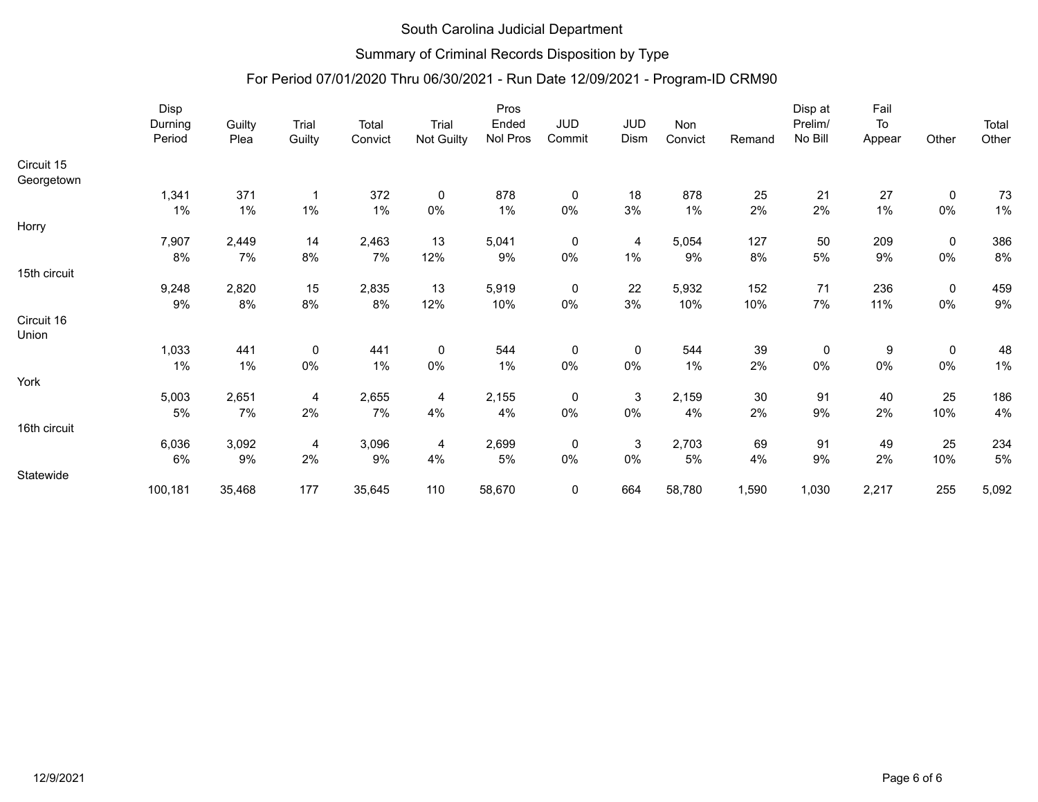South Carolina Judicial Department

Summary of Criminal Records Disposition by Type

For Period 07/01/2020 Thru 06/30/2021 - Run Date 12/09/2021 - Program-ID CRM90

| | Disp Durning Period | Guilty Plea | Trial Guilty | Total Convict | Trial Not Guilty | Pros Ended Nol Pros | JUD Commit | JUD Dism | Non Convict | Remand | Disp at Prelim/ No Bill | Fail To Appear | Other | Total Other |
|---|---|---|---|---|---|---|---|---|---|---|---|---|---|---|
| Circuit 15 Georgetown | | | | | | | | | | | | | | |
| | 1,341 | 371 | 1 | 372 | 0 | 878 | 0 | 18 | 878 | 25 | 21 | 27 | 0 | 73 |
| | 1% | 1% | 1% | 1% | 0% | 1% | 0% | 3% | 1% | 2% | 2% | 1% | 0% | 1% |
| Horry | | | | | | | | | | | | | | |
| | 7,907 | 2,449 | 14 | 2,463 | 13 | 5,041 | 0 | 4 | 5,054 | 127 | 50 | 209 | 0 | 386 |
| | 8% | 7% | 8% | 7% | 12% | 9% | 0% | 1% | 9% | 8% | 5% | 9% | 0% | 8% |
| 15th circuit | | | | | | | | | | | | | | |
| | 9,248 | 2,820 | 15 | 2,835 | 13 | 5,919 | 0 | 22 | 5,932 | 152 | 71 | 236 | 0 | 459 |
| | 9% | 8% | 8% | 8% | 12% | 10% | 0% | 3% | 10% | 10% | 7% | 11% | 0% | 9% |
| Circuit 16 Union | | | | | | | | | | | | | | |
| | 1,033 | 441 | 0 | 441 | 0 | 544 | 0 | 0 | 544 | 39 | 0 | 9 | 0 | 48 |
| | 1% | 1% | 0% | 1% | 0% | 1% | 0% | 0% | 1% | 2% | 0% | 0% | 0% | 1% |
| York | | | | | | | | | | | | | | |
| | 5,003 | 2,651 | 4 | 2,655 | 4 | 2,155 | 0 | 3 | 2,159 | 30 | 91 | 40 | 25 | 186 |
| | 5% | 7% | 2% | 7% | 4% | 4% | 0% | 0% | 4% | 2% | 9% | 2% | 10% | 4% |
| 16th circuit | | | | | | | | | | | | | | |
| | 6,036 | 3,092 | 4 | 3,096 | 4 | 2,699 | 0 | 3 | 2,703 | 69 | 91 | 49 | 25 | 234 |
| | 6% | 9% | 2% | 9% | 4% | 5% | 0% | 0% | 5% | 4% | 9% | 2% | 10% | 5% |
| Statewide | | | | | | | | | | | | | | |
| | 100,181 | 35,468 | 177 | 35,645 | 110 | 58,670 | 0 | 664 | 58,780 | 1,590 | 1,030 | 2,217 | 255 | 5,092 |